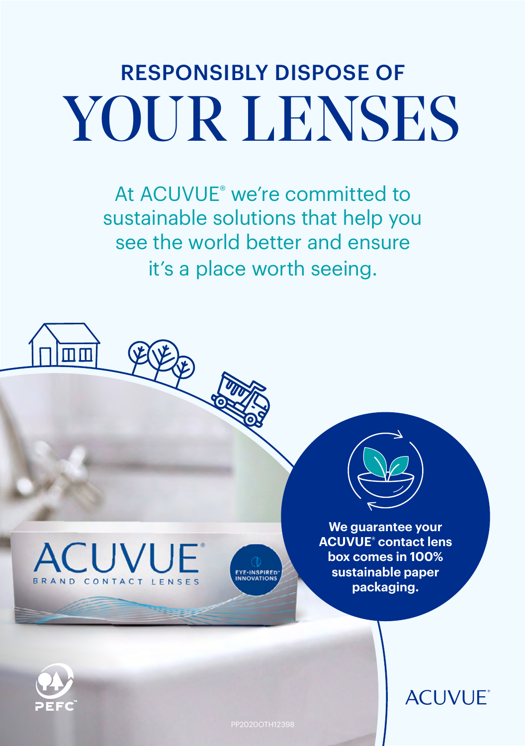RESPONSIBLY DISPOSE OF

# YOUR LENSES

At ACUVUE® we're committed to sustainable solutions that help you see the world better and ensure it's a place worth seeing.

**We guarantee your ACUVUE® contact lens box comes in 100% sustainable paper packaging.**

PP2020OTH12398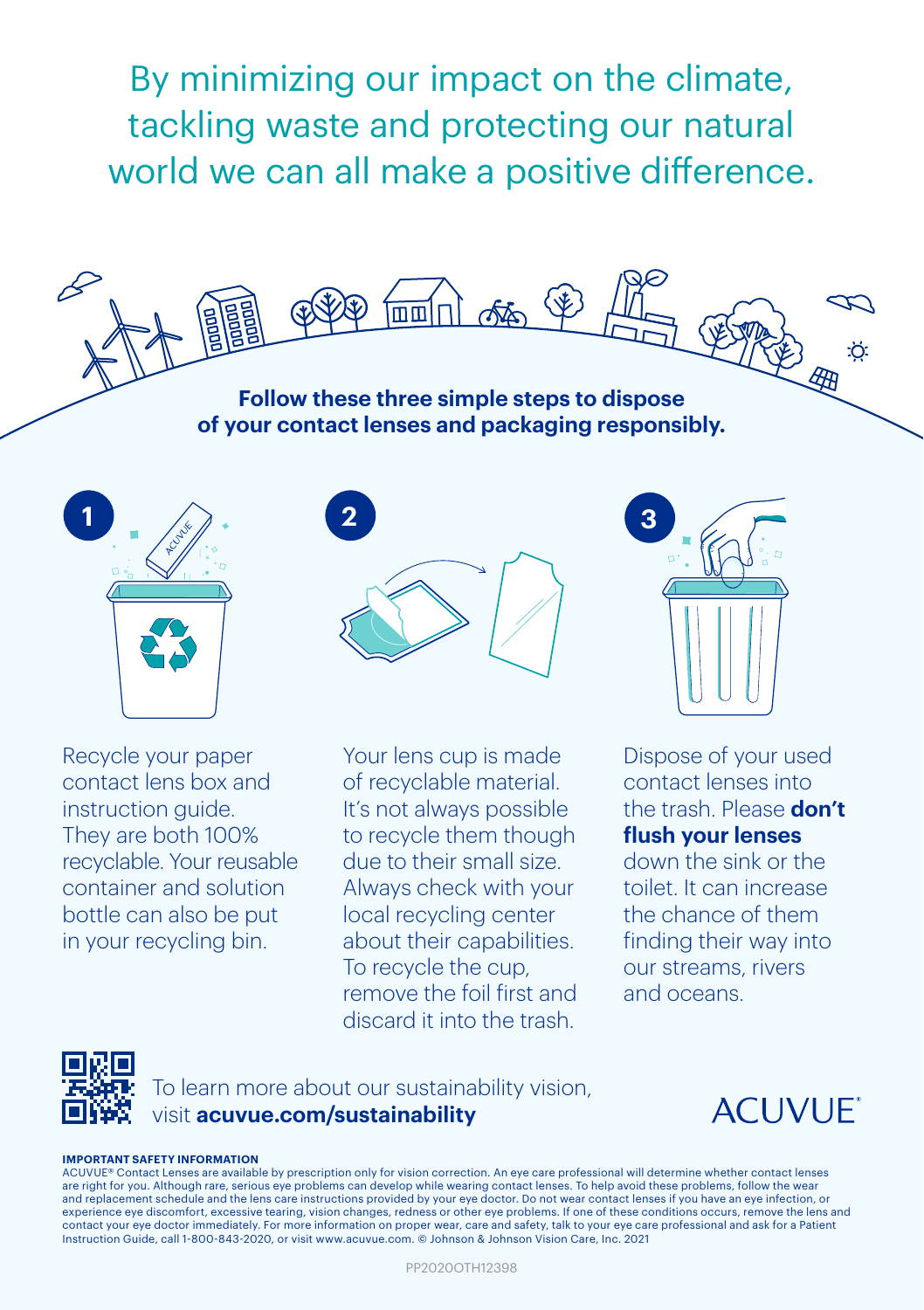# By minimizing our impact on the climate, tackling waste and protecting our natural world we can all make a positive difference.

**Follow these three simple steps to dispose of your contact lenses and packaging responsibly.**

**1**

Recycle your paper contact lens box and instruction guide. They are both 100% recyclable. Your reusable container and solution bottle can also be put in your recycling bin.

**2**

Your lens cup is made of recyclable material. It's not always possible to recycle them though due to their small size. Always check with your local recycling center about their capabilities. To recycle the cup, remove the foil first and discard it into the trash.

**3**

Dispose of your used contact lenses into the trash. Please **don't flush your lenses** down the sink or the toilet. It can increase the chance of them finding their way into our streams, rivers and oceans.

To learn more about our sustainability vision, visit **acuvue.com/sustainability**

ACUVUE®

**IMPORTANT SAFETY INFORMATION**

ACUVUE® Contact Lenses are available by prescription only for vision correction. An eye care professional will determine whether contact lenses are right for you. Although rare, serious eye problems can develop while wearing contact lenses. To help avoid these problems, follow the wear and replacement schedule and the lens care instructions provided by your eye doctor. Do not wear contact lenses if you have an eye infection, or experience eye discomfort, excessive tearing, vision changes, redness or other eye problems. If one of these conditions occurs, remove the lens and contact your eye doctor immediately. For more information on proper wear, care and safety, talk to your eye care professional and ask for a Patient Instruction Guide, call 1-800-843-2020, or visit www.acuvue.com. © Johnson & Johnson Vision Care, Inc. 2021

PP2020OTH12398